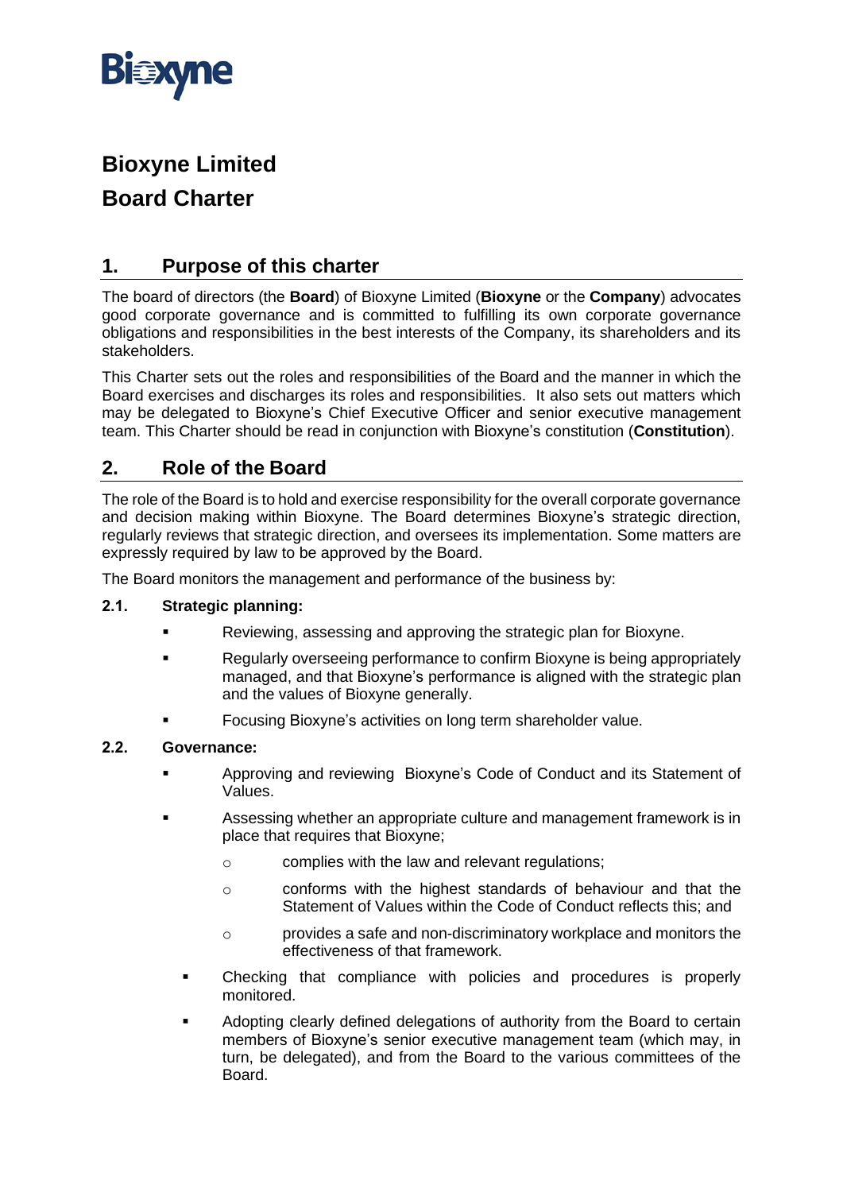# Bioxyne Limited

# Board Charter

## 1. Purpose of this charter

The board of directors (the **Board**) of Bioxyne Limited (**Bioxyne** or the **Company**) advocates good corporate governance and is committed to fulfilling its own corporate governance obligations and responsibilities in the best interests of the Company, its shareholders and its stakeholders.

This Charter sets out the roles and responsibilities of the Board and the manner in which the Board exercises and discharges its roles and responsibilities. It also sets out matters which may be delegated to Bioxyne's Chief Executive Officer and senior executive management team. This Charter should be read in conjunction with Bioxyne's constitution (**Constitution**).

## 2. Role of the Board

The role of the Board is to hold and exercise responsibility for the overall corporate governance and decision making within Bioxyne. The Board determines Bioxyne's strategic direction, regularly reviews that strategic direction, and oversees its implementation. Some matters are expressly required by law to be approved by the Board.

The Board monitors the management and performance of the business by:

### 2.1. Strategic planning:

- Reviewing, assessing and approving the strategic plan for Bioxyne.
- Regularly overseeing performance to confirm Bioxyne is being appropriately managed, and that Bioxyne's performance is aligned with the strategic plan and the values of Bioxyne generally.
- Focusing Bioxyne's activities on long term shareholder value.

### 2.2. Governance:

- Approving and reviewing Bioxyne's Code of Conduct and its Statement of Values.
- Assessing whether an appropriate culture and management framework is in place that requires that Bioxyne;
  - complies with the law and relevant regulations;
  - conforms with the highest standards of behaviour and that the Statement of Values within the Code of Conduct reflects this; and
  - provides a safe and non-discriminatory workplace and monitors the effectiveness of that framework.
- Checking that compliance with policies and procedures is properly monitored.
- Adopting clearly defined delegations of authority from the Board to certain members of Bioxyne's senior executive management team (which may, in turn, be delegated), and from the Board to the various committees of the Board.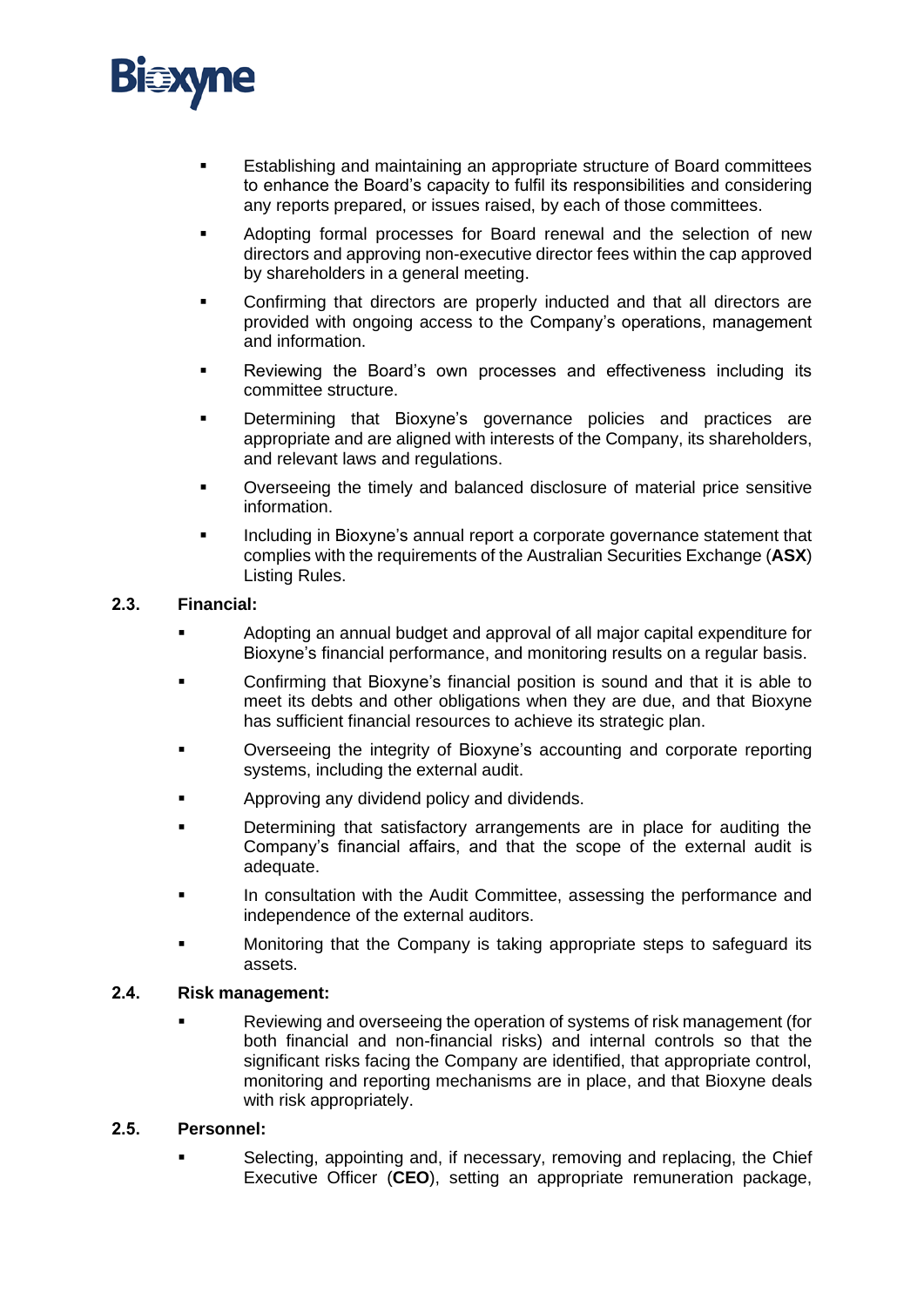- Establishing and maintaining an appropriate structure of Board committees to enhance the Board's capacity to fulfil its responsibilities and considering any reports prepared, or issues raised, by each of those committees.
- Adopting formal processes for Board renewal and the selection of new directors and approving non-executive director fees within the cap approved by shareholders in a general meeting.
- Confirming that directors are properly inducted and that all directors are provided with ongoing access to the Company's operations, management and information.
- Reviewing the Board's own processes and effectiveness including its committee structure.
- Determining that Bioxyne's governance policies and practices are appropriate and are aligned with interests of the Company, its shareholders, and relevant laws and regulations.
- Overseeing the timely and balanced disclosure of material price sensitive information.
- Including in Bioxyne's annual report a corporate governance statement that complies with the requirements of the Australian Securities Exchange (**ASX**) Listing Rules.

### 2.3. Financial:

- Adopting an annual budget and approval of all major capital expenditure for Bioxyne's financial performance, and monitoring results on a regular basis.
- Confirming that Bioxyne's financial position is sound and that it is able to meet its debts and other obligations when they are due, and that Bioxyne has sufficient financial resources to achieve its strategic plan.
- Overseeing the integrity of Bioxyne's accounting and corporate reporting systems, including the external audit.
- Approving any dividend policy and dividends.
- Determining that satisfactory arrangements are in place for auditing the Company's financial affairs, and that the scope of the external audit is adequate.
- In consultation with the Audit Committee, assessing the performance and independence of the external auditors.
- Monitoring that the Company is taking appropriate steps to safeguard its assets.

### 2.4. Risk management:

- Reviewing and overseeing the operation of systems of risk management (for both financial and non-financial risks) and internal controls so that the significant risks facing the Company are identified, that appropriate control, monitoring and reporting mechanisms are in place, and that Bioxyne deals with risk appropriately.

### 2.5. Personnel:

- Selecting, appointing and, if necessary, removing and replacing, the Chief Executive Officer (**CEO**), setting an appropriate remuneration package,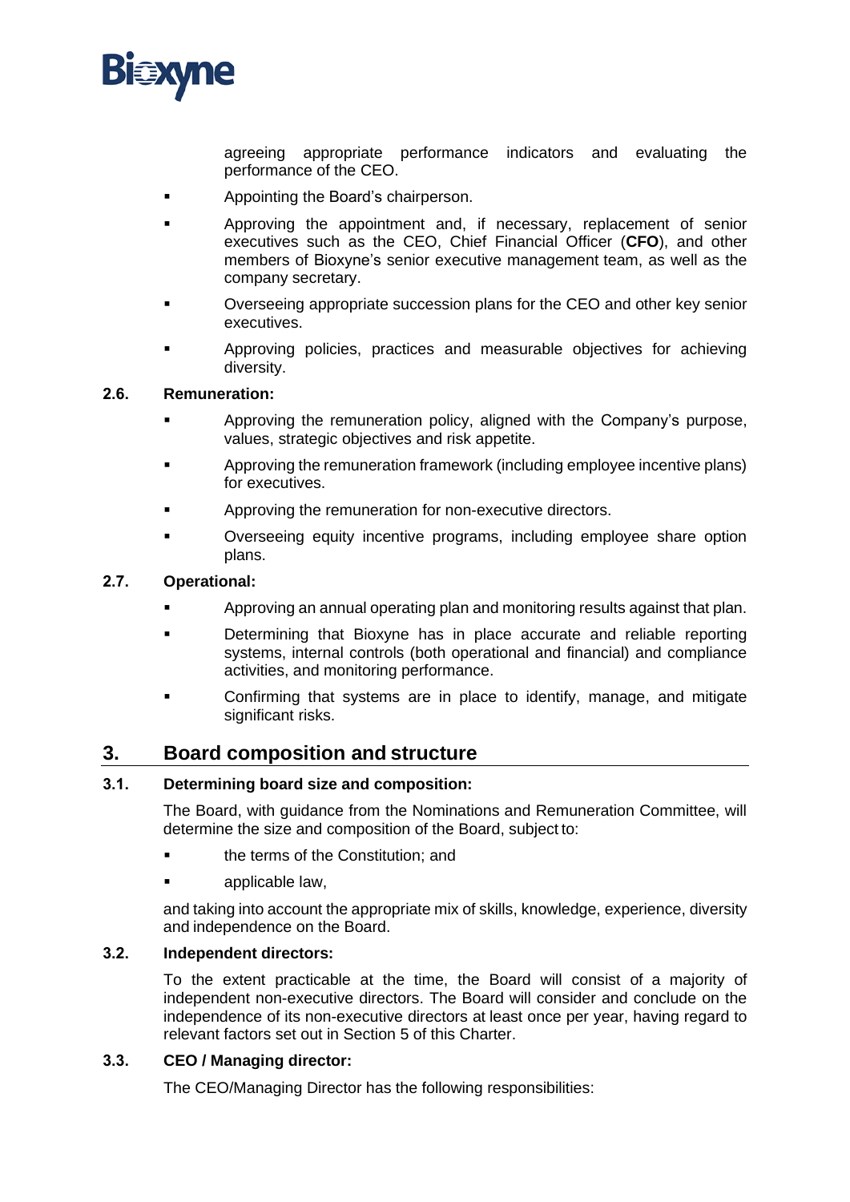agreeing appropriate performance indicators and evaluating the performance of the CEO.

- Appointing the Board's chairperson.
- Approving the appointment and, if necessary, replacement of senior executives such as the CEO, Chief Financial Officer (**CFO**), and other members of Bioxyne's senior executive management team, as well as the company secretary.
- Overseeing appropriate succession plans for the CEO and other key senior executives.
- Approving policies, practices and measurable objectives for achieving diversity.

### 2.6. Remuneration:

- Approving the remuneration policy, aligned with the Company's purpose, values, strategic objectives and risk appetite.
- Approving the remuneration framework (including employee incentive plans) for executives.
- Approving the remuneration for non-executive directors.
- Overseeing equity incentive programs, including employee share option plans.

### 2.7. Operational:

- Approving an annual operating plan and monitoring results against that plan.
- Determining that Bioxyne has in place accurate and reliable reporting systems, internal controls (both operational and financial) and compliance activities, and monitoring performance.
- Confirming that systems are in place to identify, manage, and mitigate significant risks.

## 3. Board composition and structure

### 3.1. Determining board size and composition:

The Board, with guidance from the Nominations and Remuneration Committee, will determine the size and composition of the Board, subject to:

- the terms of the Constitution; and
- applicable law,

and taking into account the appropriate mix of skills, knowledge, experience, diversity and independence on the Board.

### 3.2. Independent directors:

To the extent practicable at the time, the Board will consist of a majority of independent non-executive directors. The Board will consider and conclude on the independence of its non-executive directors at least once per year, having regard to relevant factors set out in Section 5 of this Charter.

### 3.3. CEO / Managing director:

The CEO/Managing Director has the following responsibilities: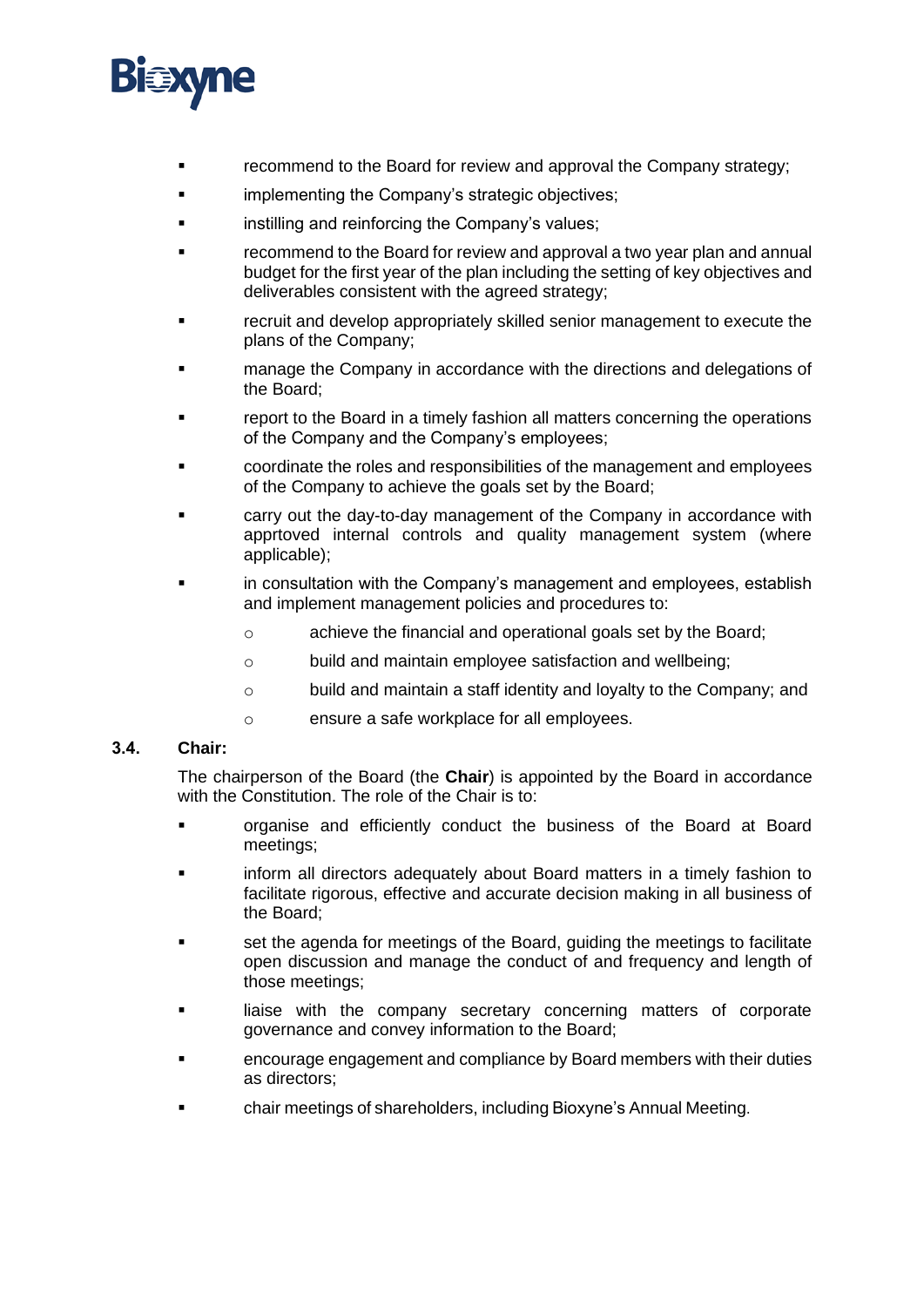- recommend to the Board for review and approval the Company strategy;
- implementing the Company's strategic objectives;
- instilling and reinforcing the Company's values;
- recommend to the Board for review and approval a two year plan and annual budget for the first year of the plan including the setting of key objectives and deliverables consistent with the agreed strategy;
- recruit and develop appropriately skilled senior management to execute the plans of the Company;
- manage the Company in accordance with the directions and delegations of the Board;
- report to the Board in a timely fashion all matters concerning the operations of the Company and the Company's employees;
- coordinate the roles and responsibilities of the management and employees of the Company to achieve the goals set by the Board;
- carry out the day-to-day management of the Company in accordance with apprtoved internal controls and quality management system (where applicable);
- in consultation with the Company's management and employees, establish and implement management policies and procedures to:
    - achieve the financial and operational goals set by the Board;
    - build and maintain employee satisfaction and wellbeing;
    - build and maintain a staff identity and loyalty to the Company; and
    - ensure a safe workplace for all employees.

### 3.4. Chair:

The chairperson of the Board (the **Chair**) is appointed by the Board in accordance with the Constitution. The role of the Chair is to:

- organise and efficiently conduct the business of the Board at Board meetings;
- inform all directors adequately about Board matters in a timely fashion to facilitate rigorous, effective and accurate decision making in all business of the Board;
- set the agenda for meetings of the Board, guiding the meetings to facilitate open discussion and manage the conduct of and frequency and length of those meetings;
- liaise with the company secretary concerning matters of corporate governance and convey information to the Board;
- encourage engagement and compliance by Board members with their duties as directors;
- chair meetings of shareholders, including Bioxyne's Annual Meeting.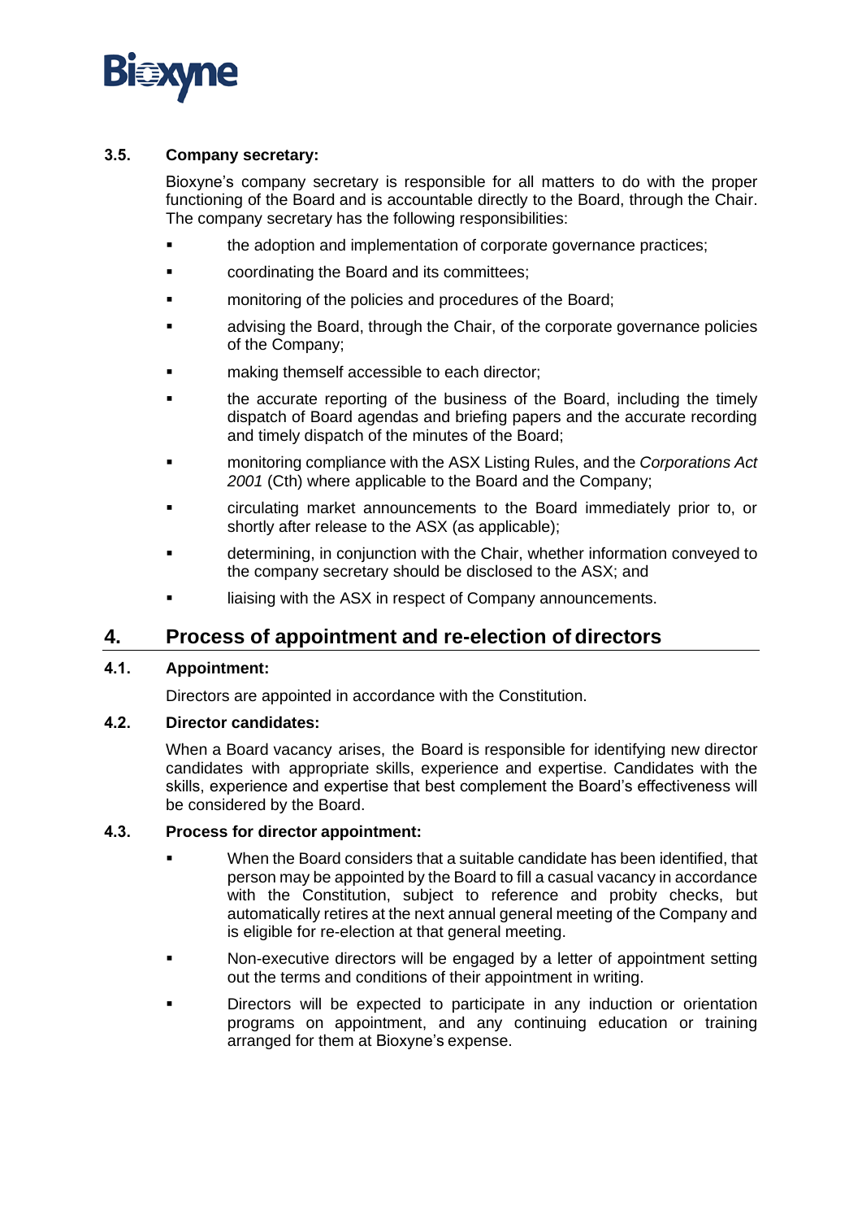### 3.5. Company secretary:

Bioxyne's company secretary is responsible for all matters to do with the proper functioning of the Board and is accountable directly to the Board, through the Chair. The company secretary has the following responsibilities:

- the adoption and implementation of corporate governance practices;
- coordinating the Board and its committees;
- monitoring of the policies and procedures of the Board;
- advising the Board, through the Chair, of the corporate governance policies of the Company;
- making themself accessible to each director;
- the accurate reporting of the business of the Board, including the timely dispatch of Board agendas and briefing papers and the accurate recording and timely dispatch of the minutes of the Board;
- monitoring compliance with the ASX Listing Rules, and the *Corporations Act 2001* (Cth) where applicable to the Board and the Company;
- circulating market announcements to the Board immediately prior to, or shortly after release to the ASX (as applicable);
- determining, in conjunction with the Chair, whether information conveyed to the company secretary should be disclosed to the ASX; and
- liaising with the ASX in respect of Company announcements.

## 4. Process of appointment and re-election of directors

### 4.1. Appointment:

Directors are appointed in accordance with the Constitution.

### 4.2. Director candidates:

When a Board vacancy arises, the Board is responsible for identifying new director candidates with appropriate skills, experience and expertise. Candidates with the skills, experience and expertise that best complement the Board's effectiveness will be considered by the Board.

### 4.3. Process for director appointment:

- When the Board considers that a suitable candidate has been identified, that person may be appointed by the Board to fill a casual vacancy in accordance with the Constitution, subject to reference and probity checks, but automatically retires at the next annual general meeting of the Company and is eligible for re-election at that general meeting.
- Non-executive directors will be engaged by a letter of appointment setting out the terms and conditions of their appointment in writing.
- Directors will be expected to participate in any induction or orientation programs on appointment, and any continuing education or training arranged for them at Bioxyne's expense.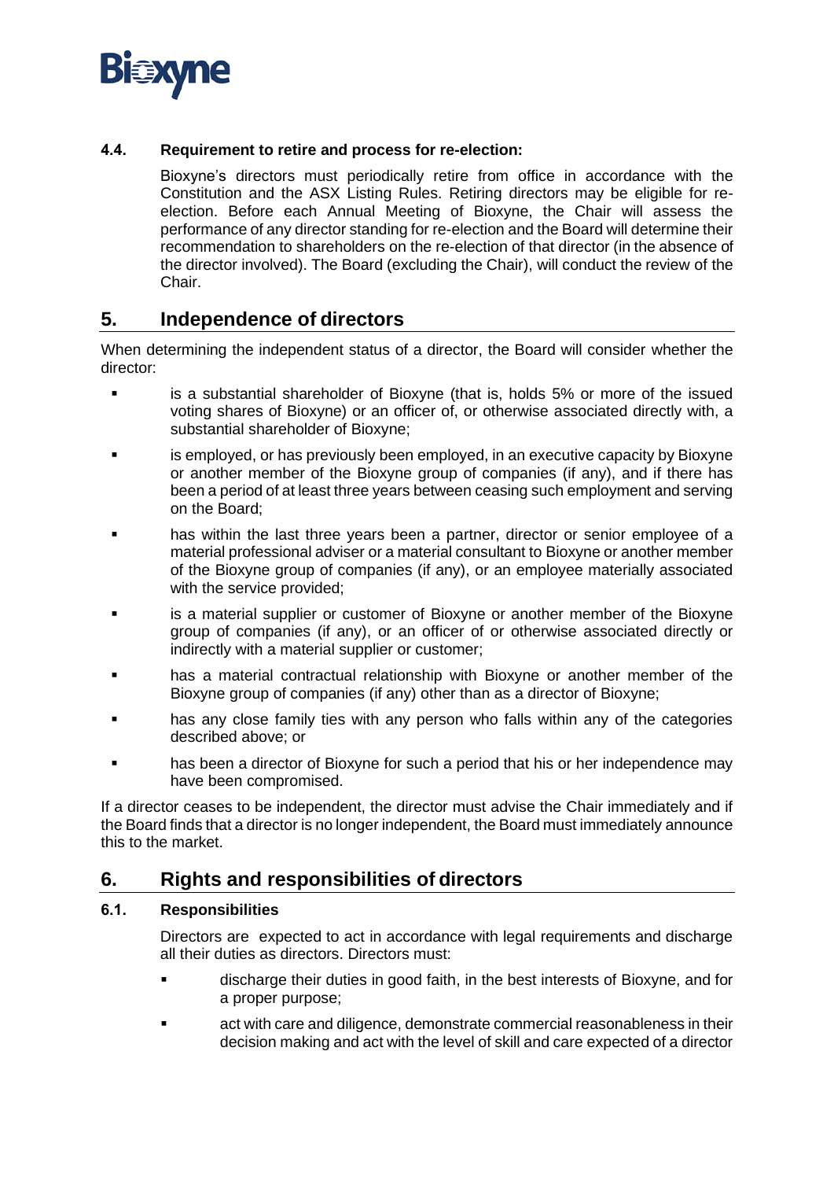### 4.4. Requirement to retire and process for re-election:

Bioxyne's directors must periodically retire from office in accordance with the Constitution and the ASX Listing Rules. Retiring directors may be eligible for re-election. Before each Annual Meeting of Bioxyne, the Chair will assess the performance of any director standing for re-election and the Board will determine their recommendation to shareholders on the re-election of that director (in the absence of the director involved). The Board (excluding the Chair), will conduct the review of the Chair.

## 5. Independence of directors

When determining the independent status of a director, the Board will consider whether the director:

- is a substantial shareholder of Bioxyne (that is, holds 5% or more of the issued voting shares of Bioxyne) or an officer of, or otherwise associated directly with, a substantial shareholder of Bioxyne;
- is employed, or has previously been employed, in an executive capacity by Bioxyne or another member of the Bioxyne group of companies (if any), and if there has been a period of at least three years between ceasing such employment and serving on the Board;
- has within the last three years been a partner, director or senior employee of a material professional adviser or a material consultant to Bioxyne or another member of the Bioxyne group of companies (if any), or an employee materially associated with the service provided;
- is a material supplier or customer of Bioxyne or another member of the Bioxyne group of companies (if any), or an officer of or otherwise associated directly or indirectly with a material supplier or customer;
- has a material contractual relationship with Bioxyne or another member of the Bioxyne group of companies (if any) other than as a director of Bioxyne;
- has any close family ties with any person who falls within any of the categories described above; or
- has been a director of Bioxyne for such a period that his or her independence may have been compromised.

If a director ceases to be independent, the director must advise the Chair immediately and if the Board finds that a director is no longer independent, the Board must immediately announce this to the market.

## 6. Rights and responsibilities of directors

### 6.1. Responsibilities

Directors are expected to act in accordance with legal requirements and discharge all their duties as directors. Directors must:

- discharge their duties in good faith, in the best interests of Bioxyne, and for a proper purpose;
- act with care and diligence, demonstrate commercial reasonableness in their decision making and act with the level of skill and care expected of a director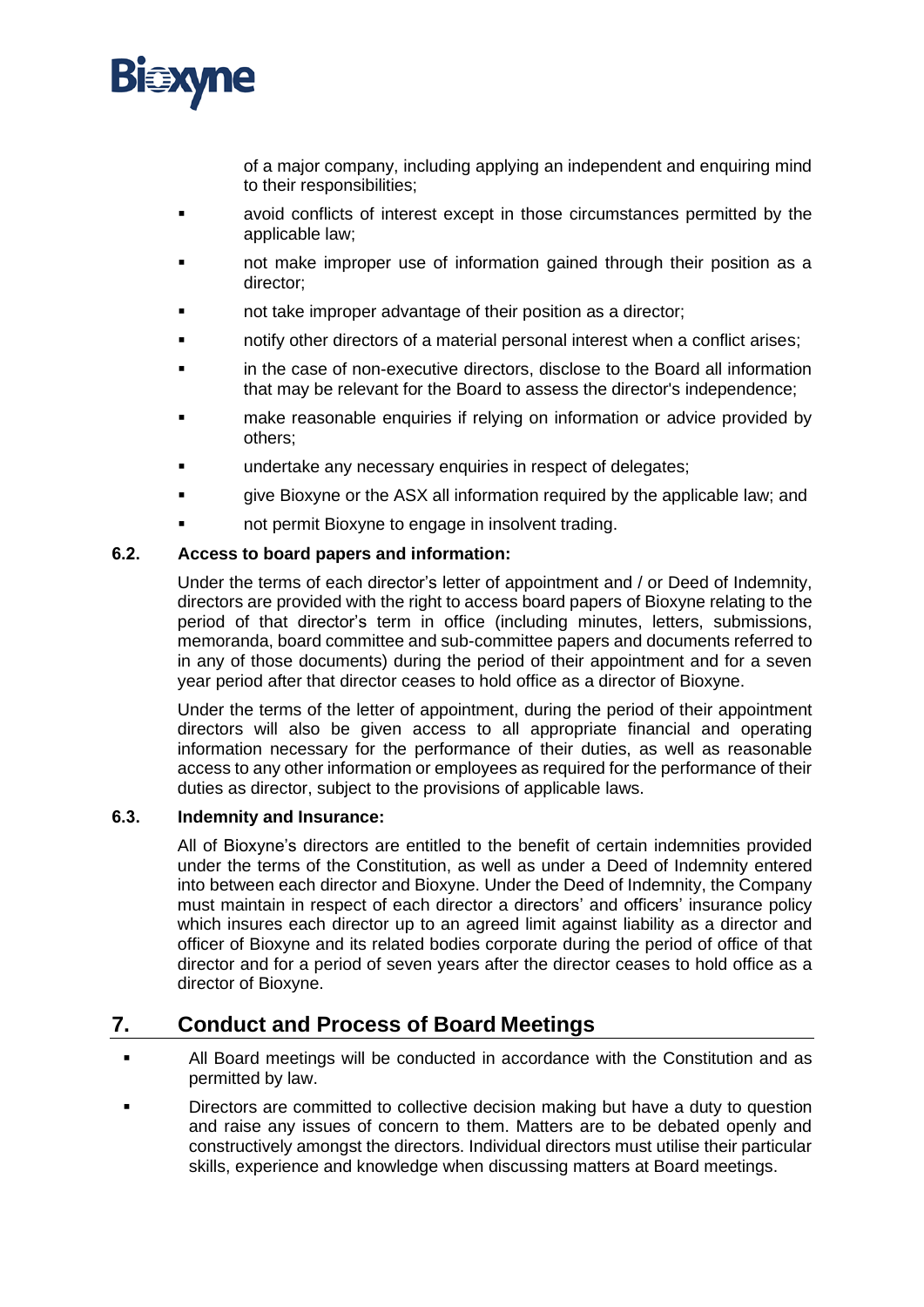of a major company, including applying an independent and enquiring mind to their responsibilities;

- avoid conflicts of interest except in those circumstances permitted by the applicable law;
- not make improper use of information gained through their position as a director;
- not take improper advantage of their position as a director;
- notify other directors of a material personal interest when a conflict arises;
- in the case of non-executive directors, disclose to the Board all information that may be relevant for the Board to assess the director's independence;
- make reasonable enquiries if relying on information or advice provided by others;
- undertake any necessary enquiries in respect of delegates;
- give Bioxyne or the ASX all information required by the applicable law; and
- not permit Bioxyne to engage in insolvent trading.

### 6.2. Access to board papers and information:

Under the terms of each director's letter of appointment and / or Deed of Indemnity, directors are provided with the right to access board papers of Bioxyne relating to the period of that director's term in office (including minutes, letters, submissions, memoranda, board committee and sub-committee papers and documents referred to in any of those documents) during the period of their appointment and for a seven year period after that director ceases to hold office as a director of Bioxyne.

Under the terms of the letter of appointment, during the period of their appointment directors will also be given access to all appropriate financial and operating information necessary for the performance of their duties, as well as reasonable access to any other information or employees as required for the performance of their duties as director, subject to the provisions of applicable laws.

### 6.3. Indemnity and Insurance:

All of Bioxyne's directors are entitled to the benefit of certain indemnities provided under the terms of the Constitution, as well as under a Deed of Indemnity entered into between each director and Bioxyne. Under the Deed of Indemnity, the Company must maintain in respect of each director a directors' and officers' insurance policy which insures each director up to an agreed limit against liability as a director and officer of Bioxyne and its related bodies corporate during the period of office of that director and for a period of seven years after the director ceases to hold office as a director of Bioxyne.

## 7. Conduct and Process of Board Meetings

- All Board meetings will be conducted in accordance with the Constitution and as permitted by law.
- Directors are committed to collective decision making but have a duty to question and raise any issues of concern to them. Matters are to be debated openly and constructively amongst the directors. Individual directors must utilise their particular skills, experience and knowledge when discussing matters at Board meetings.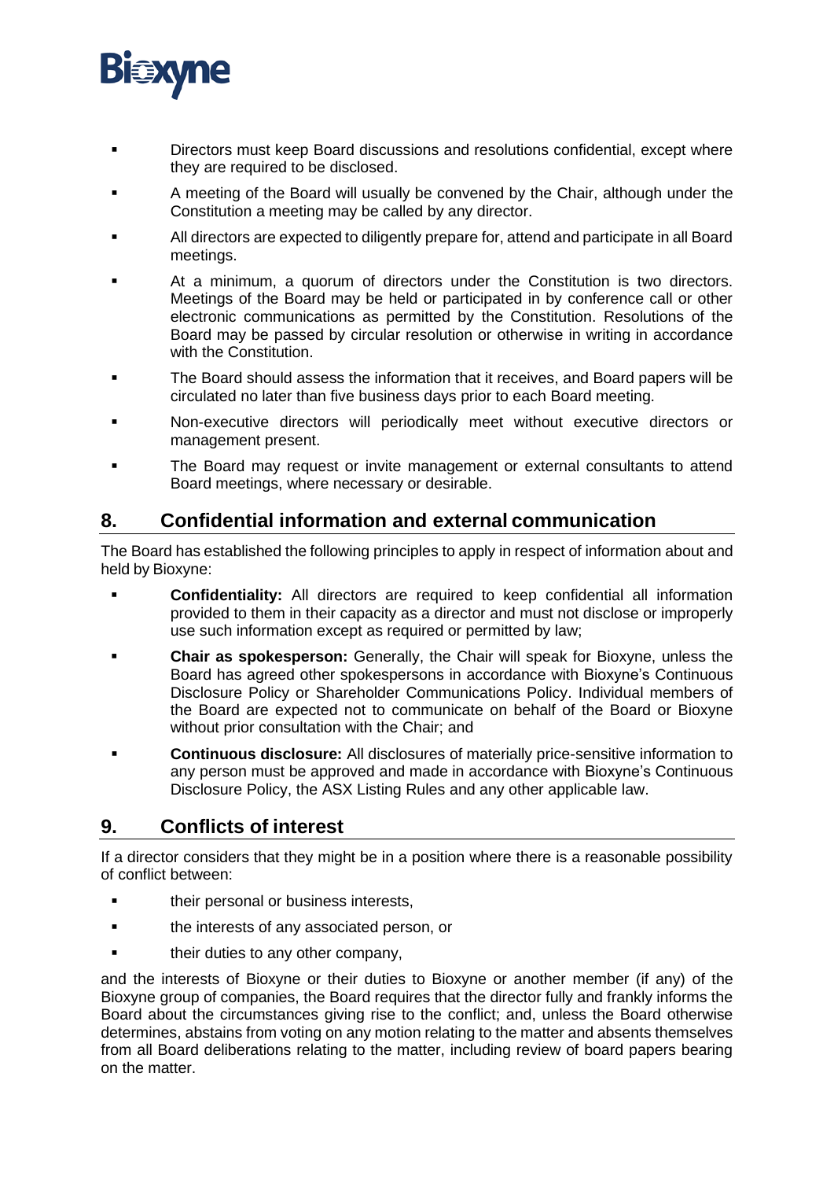- Directors must keep Board discussions and resolutions confidential, except where they are required to be disclosed.
- A meeting of the Board will usually be convened by the Chair, although under the Constitution a meeting may be called by any director.
- All directors are expected to diligently prepare for, attend and participate in all Board meetings.
- At a minimum, a quorum of directors under the Constitution is two directors. Meetings of the Board may be held or participated in by conference call or other electronic communications as permitted by the Constitution. Resolutions of the Board may be passed by circular resolution or otherwise in writing in accordance with the Constitution.
- The Board should assess the information that it receives, and Board papers will be circulated no later than five business days prior to each Board meeting.
- Non-executive directors will periodically meet without executive directors or management present.
- The Board may request or invite management or external consultants to attend Board meetings, where necessary or desirable.

## 8. Confidential information and external communication

The Board has established the following principles to apply in respect of information about and held by Bioxyne:

- **Confidentiality:** All directors are required to keep confidential all information provided to them in their capacity as a director and must not disclose or improperly use such information except as required or permitted by law;
- **Chair as spokesperson:** Generally, the Chair will speak for Bioxyne, unless the Board has agreed other spokespersons in accordance with Bioxyne's Continuous Disclosure Policy or Shareholder Communications Policy. Individual members of the Board are expected not to communicate on behalf of the Board or Bioxyne without prior consultation with the Chair; and
- **Continuous disclosure:** All disclosures of materially price-sensitive information to any person must be approved and made in accordance with Bioxyne's Continuous Disclosure Policy, the ASX Listing Rules and any other applicable law.

## 9. Conflicts of interest

If a director considers that they might be in a position where there is a reasonable possibility of conflict between:

- their personal or business interests,
- the interests of any associated person, or
- their duties to any other company,

and the interests of Bioxyne or their duties to Bioxyne or another member (if any) of the Bioxyne group of companies, the Board requires that the director fully and frankly informs the Board about the circumstances giving rise to the conflict; and, unless the Board otherwise determines, abstains from voting on any motion relating to the matter and absents themselves from all Board deliberations relating to the matter, including review of board papers bearing on the matter.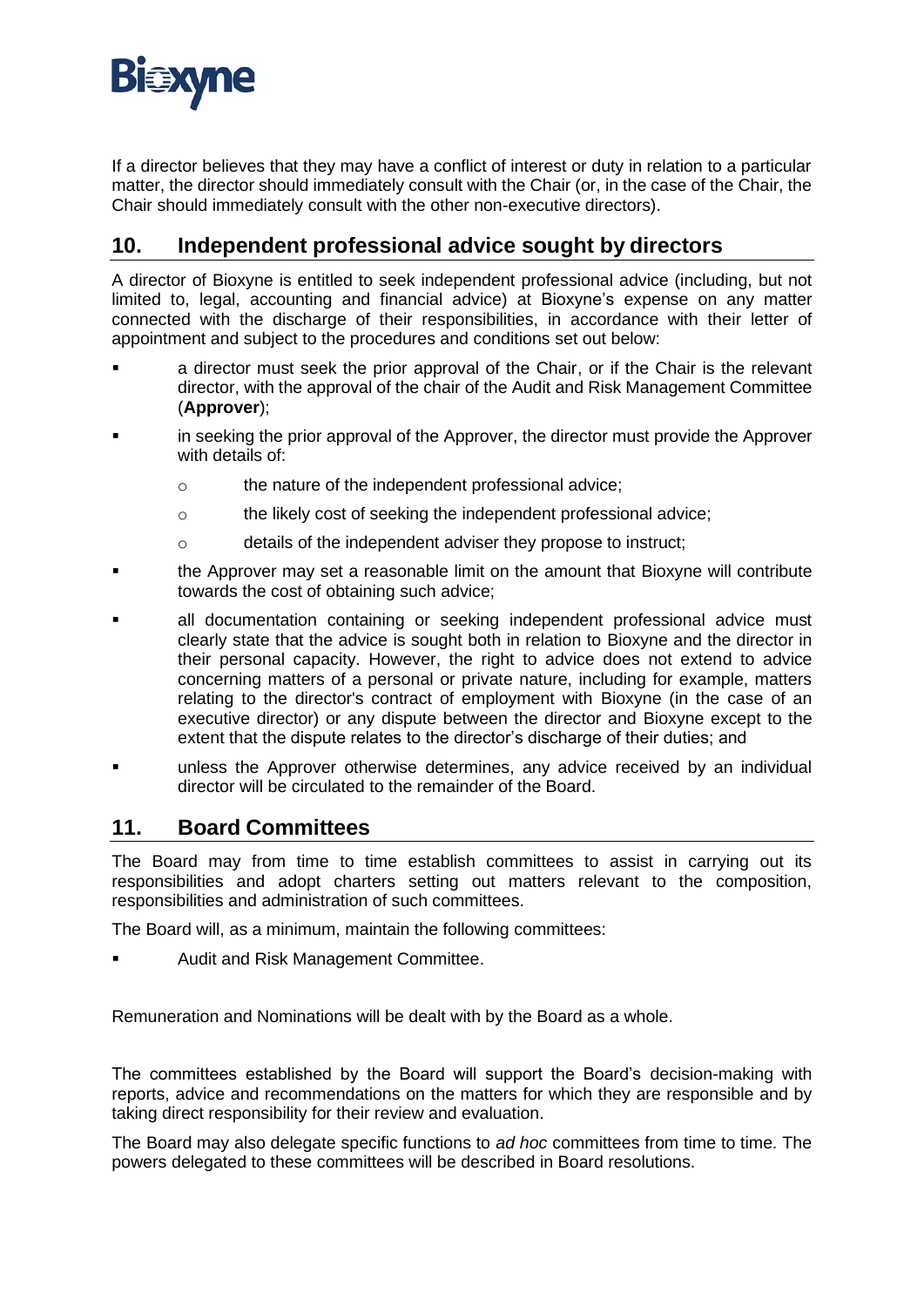If a director believes that they may have a conflict of interest or duty in relation to a particular matter, the director should immediately consult with the Chair (or, in the case of the Chair, the Chair should immediately consult with the other non-executive directors).

## 10. Independent professional advice sought by directors

A director of Bioxyne is entitled to seek independent professional advice (including, but not limited to, legal, accounting and financial advice) at Bioxyne's expense on any matter connected with the discharge of their responsibilities, in accordance with their letter of appointment and subject to the procedures and conditions set out below:

- a director must seek the prior approval of the Chair, or if the Chair is the relevant director, with the approval of the chair of the Audit and Risk Management Committee (**Approver**);
- in seeking the prior approval of the Approver, the director must provide the Approver with details of:
  - the nature of the independent professional advice;
  - the likely cost of seeking the independent professional advice;
  - details of the independent adviser they propose to instruct;
- the Approver may set a reasonable limit on the amount that Bioxyne will contribute towards the cost of obtaining such advice;
- all documentation containing or seeking independent professional advice must clearly state that the advice is sought both in relation to Bioxyne and the director in their personal capacity. However, the right to advice does not extend to advice concerning matters of a personal or private nature, including for example, matters relating to the director's contract of employment with Bioxyne (in the case of an executive director) or any dispute between the director and Bioxyne except to the extent that the dispute relates to the director's discharge of their duties; and
- unless the Approver otherwise determines, any advice received by an individual director will be circulated to the remainder of the Board.

## 11. Board Committees

The Board may from time to time establish committees to assist in carrying out its responsibilities and adopt charters setting out matters relevant to the composition, responsibilities and administration of such committees.

The Board will, as a minimum, maintain the following committees:

- Audit and Risk Management Committee.

Remuneration and Nominations will be dealt with by the Board as a whole.

The committees established by the Board will support the Board's decision-making with reports, advice and recommendations on the matters for which they are responsible and by taking direct responsibility for their review and evaluation.

The Board may also delegate specific functions to *ad hoc* committees from time to time. The powers delegated to these committees will be described in Board resolutions.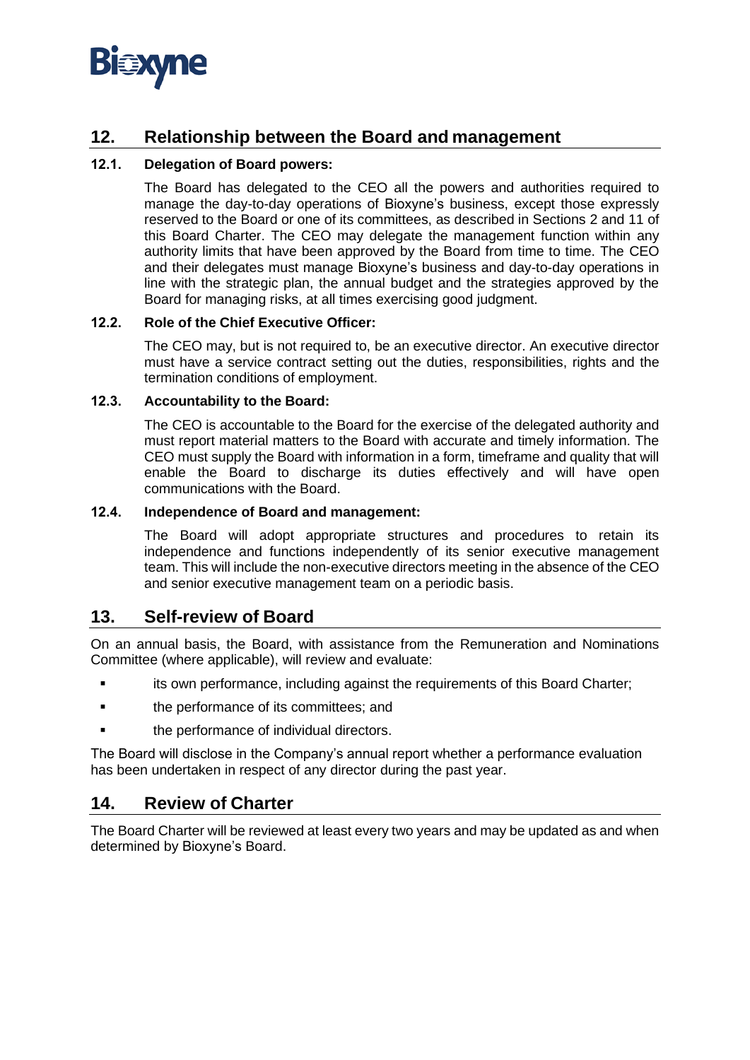## 12. Relationship between the Board and management

### 12.1. Delegation of Board powers:

The Board has delegated to the CEO all the powers and authorities required to manage the day-to-day operations of Bioxyne's business, except those expressly reserved to the Board or one of its committees, as described in Sections 2 and 11 of this Board Charter. The CEO may delegate the management function within any authority limits that have been approved by the Board from time to time. The CEO and their delegates must manage Bioxyne's business and day-to-day operations in line with the strategic plan, the annual budget and the strategies approved by the Board for managing risks, at all times exercising good judgment.

### 12.2. Role of the Chief Executive Officer:

The CEO may, but is not required to, be an executive director. An executive director must have a service contract setting out the duties, responsibilities, rights and the termination conditions of employment.

### 12.3. Accountability to the Board:

The CEO is accountable to the Board for the exercise of the delegated authority and must report material matters to the Board with accurate and timely information. The CEO must supply the Board with information in a form, timeframe and quality that will enable the Board to discharge its duties effectively and will have open communications with the Board.

### 12.4. Independence of Board and management:

The Board will adopt appropriate structures and procedures to retain its independence and functions independently of its senior executive management team. This will include the non-executive directors meeting in the absence of the CEO and senior executive management team on a periodic basis.

## 13. Self-review of Board

On an annual basis, the Board, with assistance from the Remuneration and Nominations Committee (where applicable), will review and evaluate:

- its own performance, including against the requirements of this Board Charter;
- the performance of its committees; and
- the performance of individual directors.

The Board will disclose in the Company's annual report whether a performance evaluation has been undertaken in respect of any director during the past year.

## 14. Review of Charter

The Board Charter will be reviewed at least every two years and may be updated as and when determined by Bioxyne's Board.